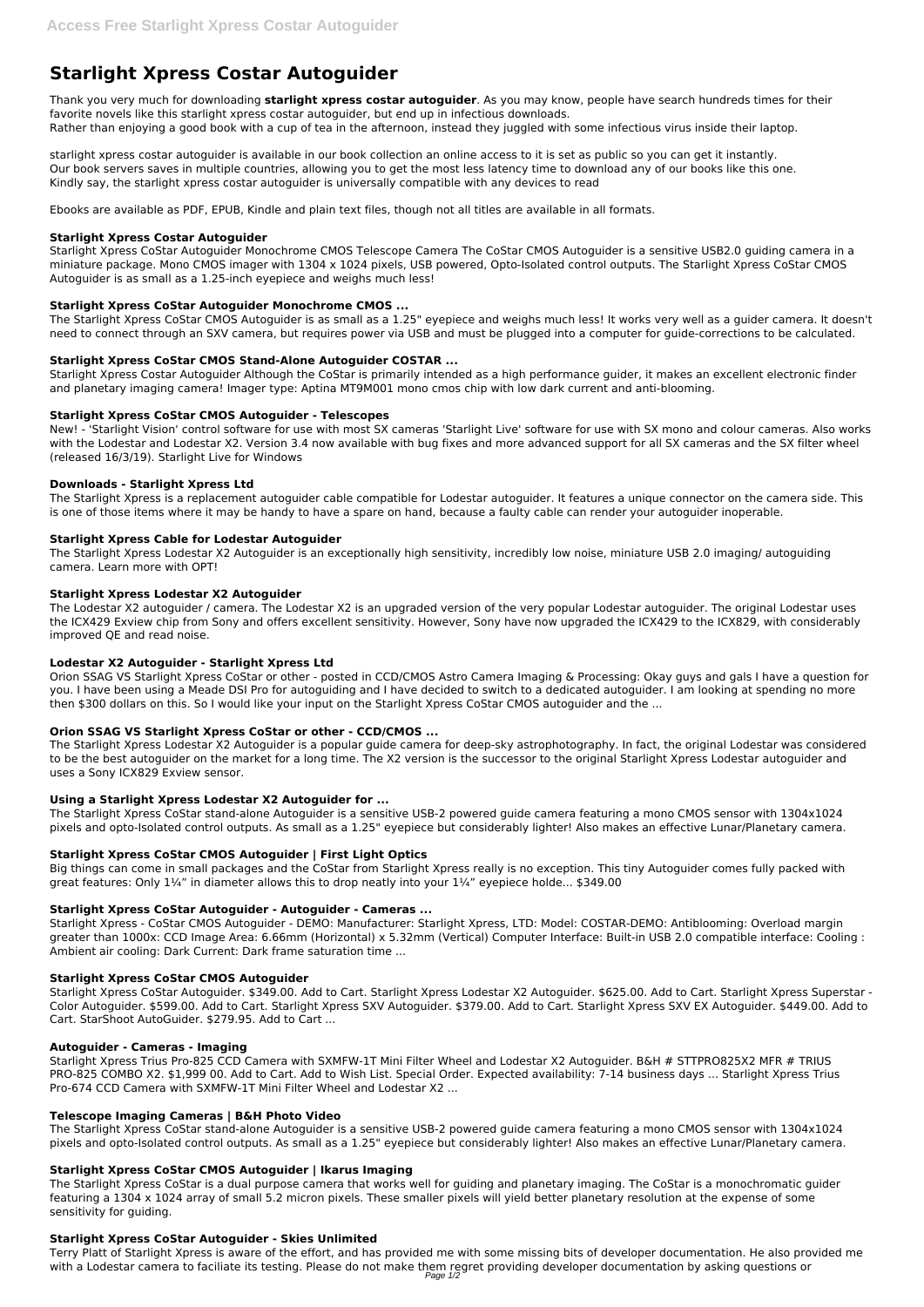# Starlight Xpress Costar Autoguider

Thank you very much for downloading **starlight xpress costar autoguider**. As you may know, people have search hundreds times for their favorite novels like this starlight xpress costar autoguider, but end up in infectious downloads.
Rather than enjoying a good book with a cup of tea in the afternoon, instead they juggled with some infectious virus inside their laptop.

starlight xpress costar autoguider is available in our book collection an online access to it is set as public so you can get it instantly.
Our book servers saves in multiple countries, allowing you to get the most less latency time to download any of our books like this one.
Kindly say, the starlight xpress costar autoguider is universally compatible with any devices to read

Ebooks are available as PDF, EPUB, Kindle and plain text files, though not all titles are available in all formats.

### Starlight Xpress Costar Autoguider

Starlight Xpress CoStar Autoguider Monochrome CMOS Telescope Camera The CoStar CMOS Autoguider is a sensitive USB2.0 guiding camera in a miniature package. Mono CMOS imager with 1304 x 1024 pixels, USB powered, Opto-Isolated control outputs. The Starlight Xpress CoStar CMOS Autoguider is as small as a 1.25-inch eyepiece and weighs much less!

### Starlight Xpress CoStar Autoguider Monochrome CMOS ...

The Starlight Xpress CoStar CMOS Autoguider is as small as a 1.25" eyepiece and weighs much less! It works very well as a guider camera. It doesn't need to connect through an SXV camera, but requires power via USB and must be plugged into a computer for guide-corrections to be calculated.

### Starlight Xpress CoStar CMOS Stand-Alone Autoguider COSTAR ...

Starlight Xpress Costar Autoguider Although the CoStar is primarily intended as a high performance guider, it makes an excellent electronic finder and planetary imaging camera! Imager type: Aptina MT9M001 mono cmos chip with low dark current and anti-blooming.

### Starlight Xpress CoStar CMOS Autoguider - Telescopes

New! - 'Starlight Vision' control software for use with most SX cameras 'Starlight Live' software for use with SX mono and colour cameras. Also works with the Lodestar and Lodestar X2. Version 3.4 now available with bug fixes and more advanced support for all SX cameras and the SX filter wheel (released 16/3/19). Starlight Live for Windows

### Downloads - Starlight Xpress Ltd

The Starlight Xpress is a replacement autoguider cable compatible for Lodestar autoguider. It features a unique connector on the camera side. This is one of those items where it may be handy to have a spare on hand, because a faulty cable can render your autoguider inoperable.

### Starlight Xpress Cable for Lodestar Autoguider

The Starlight Xpress Lodestar X2 Autoguider is an exceptionally high sensitivity, incredibly low noise, miniature USB 2.0 imaging/ autoguiding camera. Learn more with OPT!

### Starlight Xpress Lodestar X2 Autoguider

The Lodestar X2 autoguider / camera. The Lodestar X2 is an upgraded version of the very popular Lodestar autoguider. The original Lodestar uses the ICX429 Exview chip from Sony and offers excellent sensitivity. However, Sony have now upgraded the ICX429 to the ICX829, with considerably improved QE and read noise.

### Lodestar X2 Autoguider - Starlight Xpress Ltd

Orion SSAG VS Starlight Xpress CoStar or other - posted in CCD/CMOS Astro Camera Imaging & Processing: Okay guys and gals I have a question for you. I have been using a Meade DSI Pro for autoguiding and I have decided to switch to a dedicated autoguider. I am looking at spending no more then $300 dollars on this. So I would like your input on the Starlight Xpress CoStar CMOS autoguider and the ...

### Orion SSAG VS Starlight Xpress CoStar or other - CCD/CMOS ...

The Starlight Xpress Lodestar X2 Autoguider is a popular guide camera for deep-sky astrophotography. In fact, the original Lodestar was considered to be the best autoguider on the market for a long time. The X2 version is the successor to the original Starlight Xpress Lodestar autoguider and uses a Sony ICX829 Exview sensor.

### Using a Starlight Xpress Lodestar X2 Autoguider for ...

The Starlight Xpress CoStar stand-alone Autoguider is a sensitive USB-2 powered guide camera featuring a mono CMOS sensor with 1304x1024 pixels and opto-Isolated control outputs. As small as a 1.25" eyepiece but considerably lighter! Also makes an effective Lunar/Planetary camera.

### Starlight Xpress CoStar CMOS Autoguider | First Light Optics

Big things can come in small packages and the CoStar from Starlight Xpress really is no exception. This tiny Autoguider comes fully packed with great features: Only 1¼" in diameter allows this to drop neatly into your 1¼" eyepiece holde... $349.00

### Starlight Xpress CoStar Autoguider - Autoguider - Cameras ...

Starlight Xpress - CoStar CMOS Autoguider - DEMO: Manufacturer: Starlight Xpress, LTD: Model: COSTAR-DEMO: Antiblooming: Overload margin greater than 1000x: CCD Image Area: 6.66mm (Horizontal) x 5.32mm (Vertical) Computer Interface: Built-in USB 2.0 compatible interface: Cooling : Ambient air cooling: Dark Current: Dark frame saturation time ...

### Starlight Xpress CoStar CMOS Autoguider

Starlight Xpress CoStar Autoguider. $349.00. Add to Cart. Starlight Xpress Lodestar X2 Autoguider. $625.00. Add to Cart. Starlight Xpress Superstar - Color Autoguider. $599.00. Add to Cart. Starlight Xpress SXV Autoguider. $379.00. Add to Cart. Starlight Xpress SXV EX Autoguider. $449.00. Add to Cart. StarShoot AutoGuider. $279.95. Add to Cart ...

### Autoguider - Cameras - Imaging

Starlight Xpress Trius Pro-825 CCD Camera with SXMFW-1T Mini Filter Wheel and Lodestar X2 Autoguider. B&H # STTPRO825X2 MFR # TRIUS PRO-825 COMBO X2. $1,999 00. Add to Cart. Add to Wish List. Special Order. Expected availability: 7-14 business days ... Starlight Xpress Trius Pro-674 CCD Camera with SXMFW-1T Mini Filter Wheel and Lodestar X2 ...

### Telescope Imaging Cameras | B&H Photo Video

The Starlight Xpress CoStar stand-alone Autoguider is a sensitive USB-2 powered guide camera featuring a mono CMOS sensor with 1304x1024 pixels and opto-Isolated control outputs. As small as a 1.25" eyepiece but considerably lighter! Also makes an effective Lunar/Planetary camera.

### Starlight Xpress CoStar CMOS Autoguider | Ikarus Imaging

The Starlight Xpress CoStar is a dual purpose camera that works well for guiding and planetary imaging. The CoStar is a monochromatic guider featuring a 1304 x 1024 array of small 5.2 micron pixels. These smaller pixels will yield better planetary resolution at the expense of some sensitivity for guiding.

### Starlight Xpress CoStar Autoguider - Skies Unlimited

Terry Platt of Starlight Xpress is aware of the effort, and has provided me with some missing bits of developer documentation. He also provided me with a Lodestar camera to faciliate its testing. Please do not make them regret providing developer documentation by asking questions or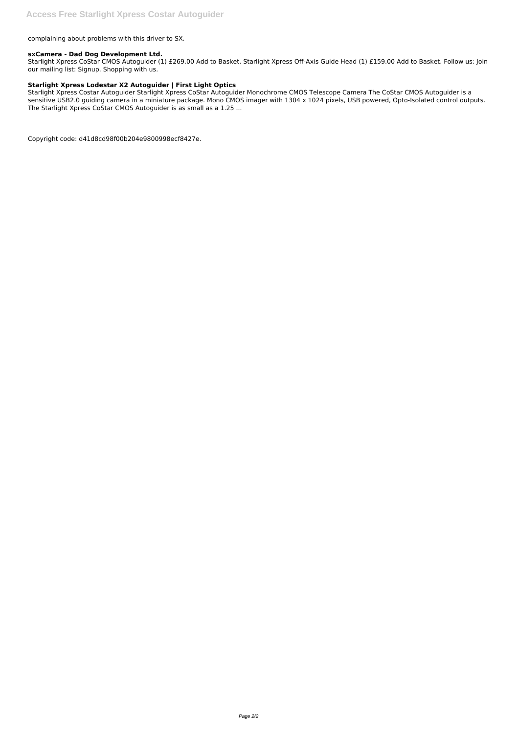complaining about problems with this driver to SX.

### sxCamera - Dad Dog Development Ltd.

Starlight Xpress CoStar CMOS Autoguider (1) £269.00 Add to Basket. Starlight Xpress Off-Axis Guide Head (1) £159.00 Add to Basket. Follow us: Join our mailing list: Signup. Shopping with us.

### Starlight Xpress Lodestar X2 Autoguider | First Light Optics

Starlight Xpress Costar Autoguider Starlight Xpress CoStar Autoguider Monochrome CMOS Telescope Camera The CoStar CMOS Autoguider is a sensitive USB2.0 guiding camera in a miniature package. Mono CMOS imager with 1304 x 1024 pixels, USB powered, Opto-Isolated control outputs. The Starlight Xpress CoStar CMOS Autoguider is as small as a 1.25 ...

Copyright code: d41d8cd98f00b204e9800998ecf8427e.